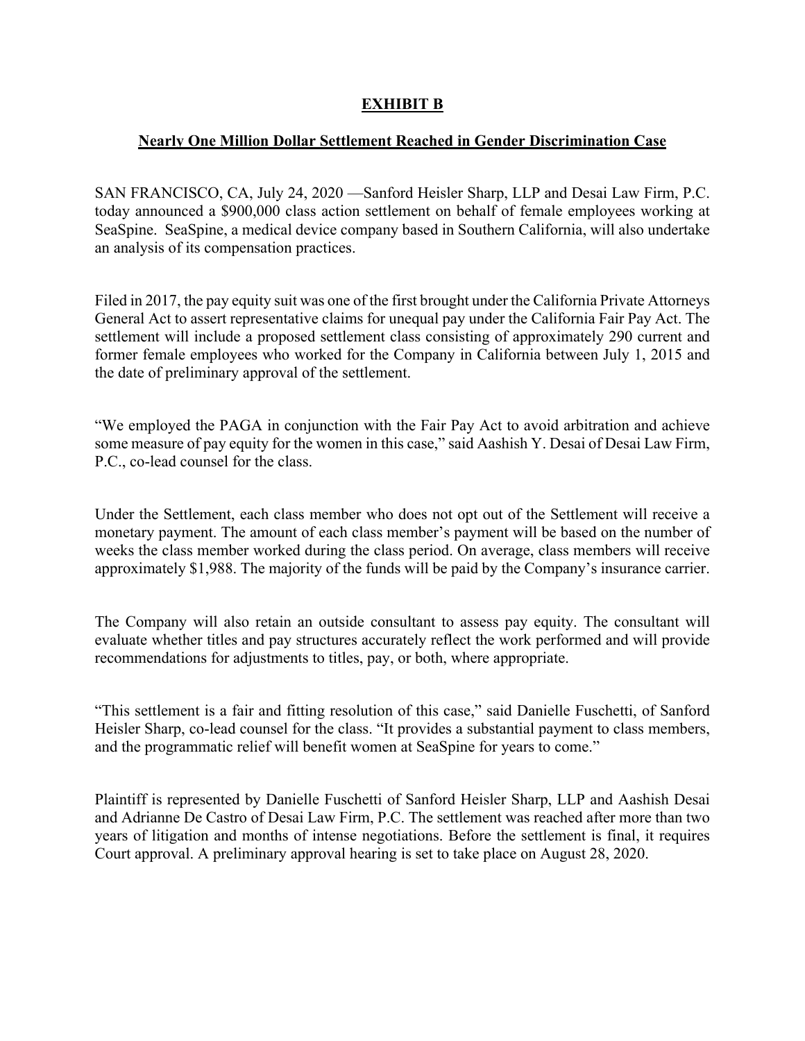# **EXHIBIT B**

## **Nearly One Million Dollar Settlement Reached in Gender Discrimination Case**

SAN FRANCISCO, CA, July 24, 2020 —Sanford Heisler Sharp, LLP and Desai Law Firm, P.C. today announced a $900,000 class action settlement on behalf of female employees working at SeaSpine. SeaSpine, a medical device company based in Southern California, will also undertake an analysis of its compensation practices.

Filed in 2017, the pay equity suit was one of the first brought under the California Private Attorneys General Act to assert representative claims for unequal pay under the California Fair Pay Act. The settlement will include a proposed settlement class consisting of approximately 290 current and former female employees who worked for the Company in California between July 1, 2015 and the date of preliminary approval of the settlement.

"We employed the PAGA in conjunction with the Fair Pay Act to avoid arbitration and achieve some measure of pay equity for the women in this case," said Aashish Y. Desai of Desai Law Firm, P.C., co-lead counsel for the class.

Under the Settlement, each class member who does not opt out of the Settlement will receive a monetary payment. The amount of each class member's payment will be based on the number of weeks the class member worked during the class period. On average, class members will receive approximately $1,988. The majority of the funds will be paid by the Company's insurance carrier.

The Company will also retain an outside consultant to assess pay equity. The consultant will evaluate whether titles and pay structures accurately reflect the work performed and will provide recommendations for adjustments to titles, pay, or both, where appropriate.

"This settlement is a fair and fitting resolution of this case," said Danielle Fuschetti, of Sanford Heisler Sharp, co-lead counsel for the class. "It provides a substantial payment to class members, and the programmatic relief will benefit women at SeaSpine for years to come."

Plaintiff is represented by Danielle Fuschetti of Sanford Heisler Sharp, LLP and Aashish Desai and Adrianne De Castro of Desai Law Firm, P.C. The settlement was reached after more than two years of litigation and months of intense negotiations. Before the settlement is final, it requires Court approval. A preliminary approval hearing is set to take place on August 28, 2020.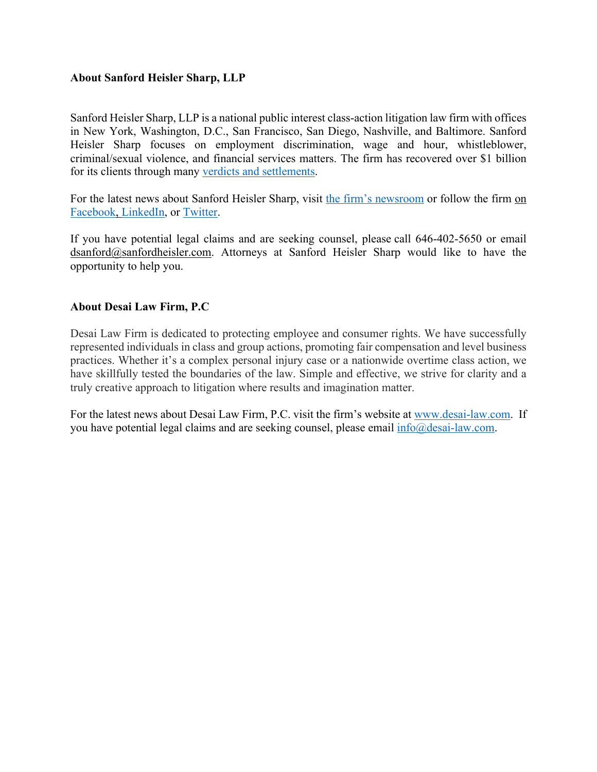**About Sanford Heisler Sharp, LLP**

Sanford Heisler Sharp, LLP is a national public interest class-action litigation law firm with offices in New York, Washington, D.C., San Francisco, San Diego, Nashville, and Baltimore. Sanford Heisler Sharp focuses on employment discrimination, wage and hour, whistleblower, criminal/sexual violence, and financial services matters. The firm has recovered over $1 billion for its clients through many verdicts and settlements.

For the latest news about Sanford Heisler Sharp, visit the firm's newsroom or follow the firm on Facebook, LinkedIn, or Twitter.

If you have potential legal claims and are seeking counsel, please call 646-402-5650 or email dsanford@sanfordheisler.com. Attorneys at Sanford Heisler Sharp would like to have the opportunity to help you.

**About Desai Law Firm, P.C**

Desai Law Firm is dedicated to protecting employee and consumer rights. We have successfully represented individuals in class and group actions, promoting fair compensation and level business practices. Whether it's a complex personal injury case or a nationwide overtime class action, we have skillfully tested the boundaries of the law. Simple and effective, we strive for clarity and a truly creative approach to litigation where results and imagination matter.

For the latest news about Desai Law Firm, P.C. visit the firm's website at www.desai-law.com. If you have potential legal claims and are seeking counsel, please email info@desai-law.com.